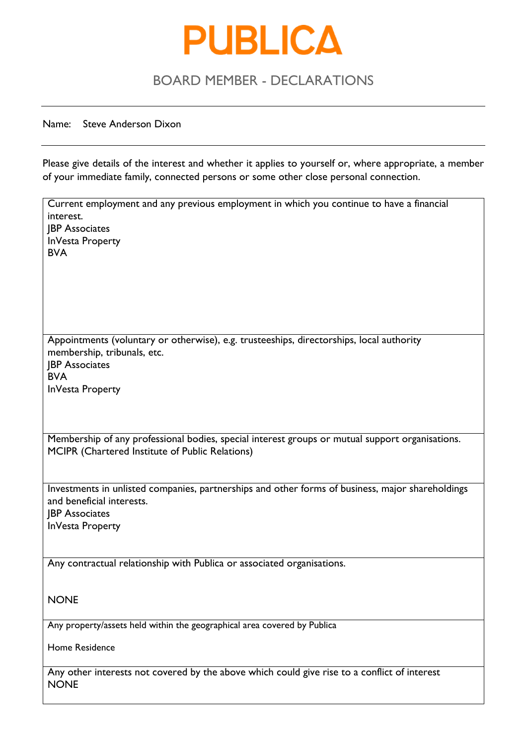# PUBLICA

## BOARD MEMBER - DECLARATIONS

Name: Steve Anderson Dixon

Please give details of the interest and whether it applies to yourself or, where appropriate, a member of your immediate family, connected persons or some other close personal connection.

| Current employment and any previous employment in which you continue to have a financial interest.<br>JBP Associates<br>InVesta Property<br>BVA |
|---|
| Appointments (voluntary or otherwise), e.g. trusteeships, directorships, local authority membership, tribunals, etc.<br>JBP Associates<br>BVA<br>InVesta Property |
| Membership of any professional bodies, special interest groups or mutual support organisations.<br>MCIPR (Chartered Institute of Public Relations) |
| Investments in unlisted companies, partnerships and other forms of business, major shareholdings and beneficial interests.<br>JBP Associates<br>InVesta Property |
| Any contractual relationship with Publica or associated organisations.<br><br>NONE |
| Any property/assets held within the geographical area covered by Publica<br><br>Home Residence |
| Any other interests not covered by the above which could give rise to a conflict of interest<br>NONE |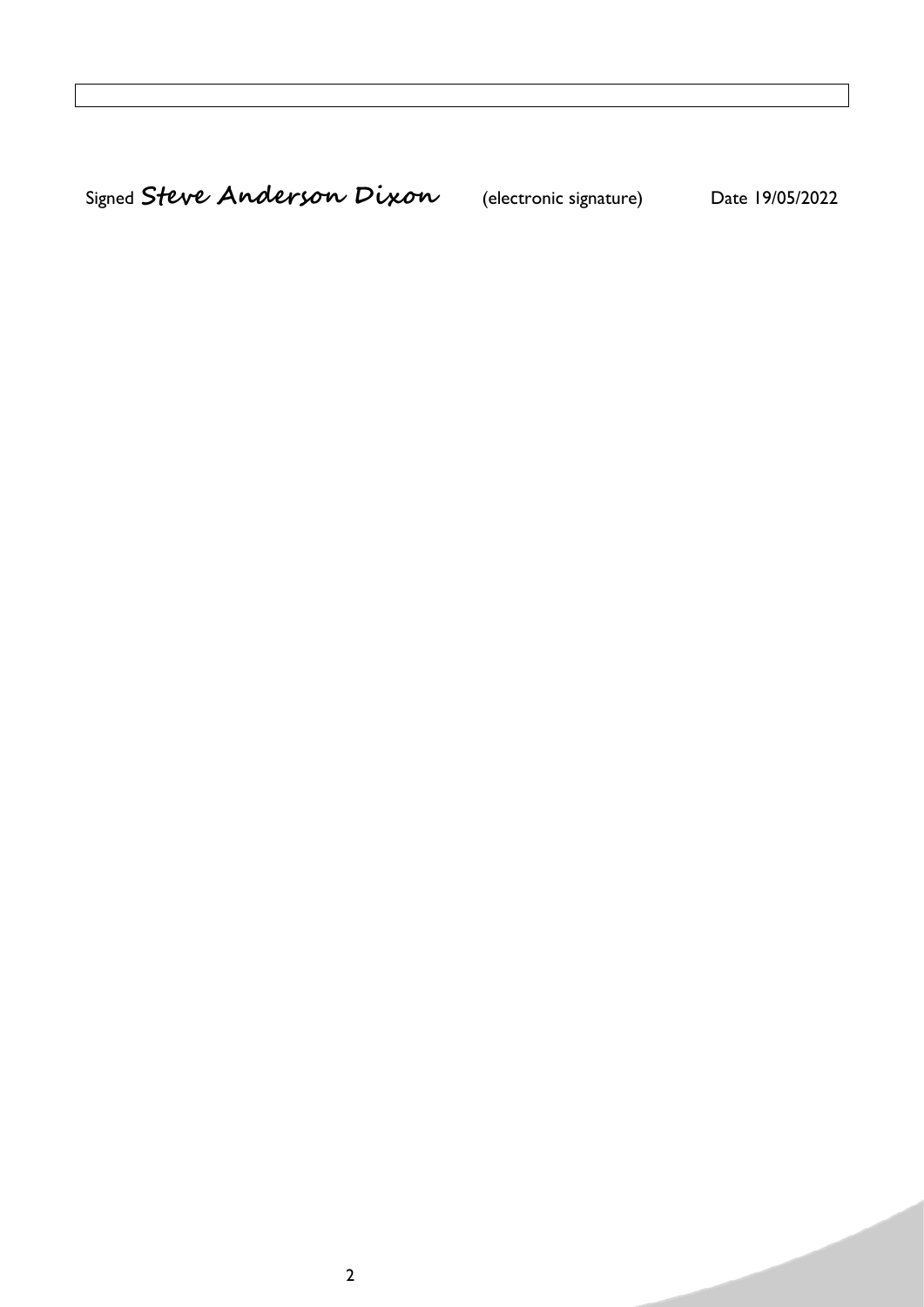Signed **Steve Anderson Dixon** (electronic signature) Date 19/05/2022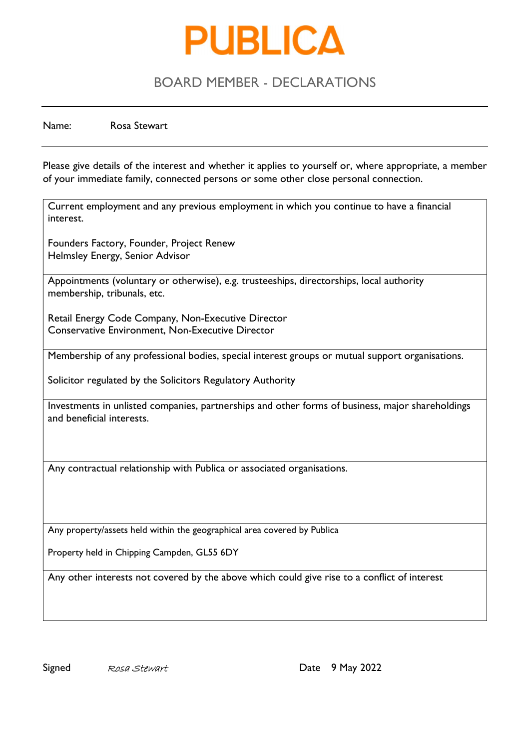# PUBLICA

## BOARD MEMBER - DECLARATIONS

Name: Rosa Stewart

Please give details of the interest and whether it applies to yourself or, where appropriate, a member of your immediate family, connected persons or some other close personal connection.

| |
|---|
| Current employment and any previous employment in which you continue to have a financial interest.<br><br>Founders Factory, Founder, Project Renew<br>Helmsley Energy, Senior Advisor |
| Appointments (voluntary or otherwise), e.g. trusteeships, directorships, local authority membership, tribunals, etc.<br><br>Retail Energy Code Company, Non-Executive Director<br>Conservative Environment, Non-Executive Director |
| Membership of any professional bodies, special interest groups or mutual support organisations.<br><br>Solicitor regulated by the Solicitors Regulatory Authority |
| Investments in unlisted companies, partnerships and other forms of business, major shareholdings and beneficial interests. |
| Any contractual relationship with Publica or associated organisations. |
| Any property/assets held within the geographical area covered by Publica<br><br>Property held in Chipping Campden, GL55 6DY |
| Any other interests not covered by the above which could give rise to a conflict of interest |

Signed *Rosa Stewart*    Date 9 May 2022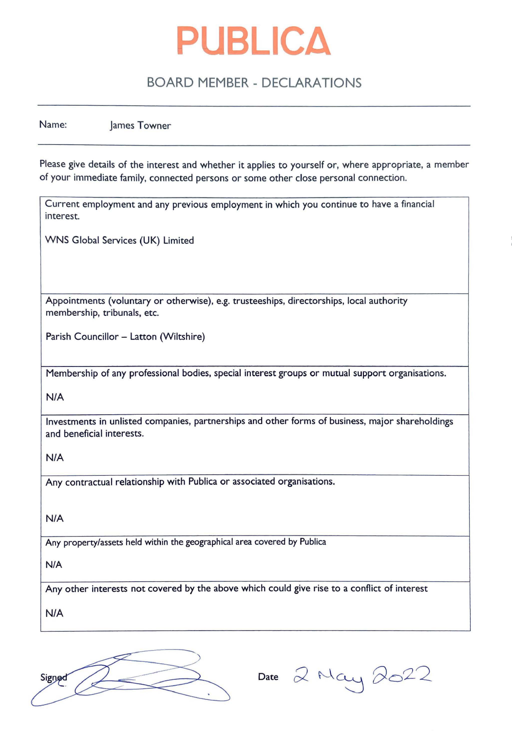# PUBLICA

## BOARD MEMBER - DECLARATIONS

Name: James Towner

Please give details of the interest and whether it applies to yourself or, where appropriate, a member of your immediate family, connected persons or some other close personal connection.

| Current employment and any previous employment in which you continue to have a financial interest.<br><br>WNS Global Services (UK) Limited |
|---|
| Appointments (voluntary or otherwise), e.g. trusteeships, directorships, local authority membership, tribunals, etc.<br><br>Parish Councillor – Latton (Wiltshire) |
| Membership of any professional bodies, special interest groups or mutual support organisations.<br><br>N/A |
| Investments in unlisted companies, partnerships and other forms of business, major shareholdings and beneficial interests.<br><br>N/A |
| Any contractual relationship with Publica or associated organisations.<br><br>N/A |
| Any property/assets held within the geographical area covered by Publica<br><br>N/A |
| Any other interests not covered by the above which could give rise to a conflict of interest<br><br>N/A |

Signed [signature]

Date 2 May 2022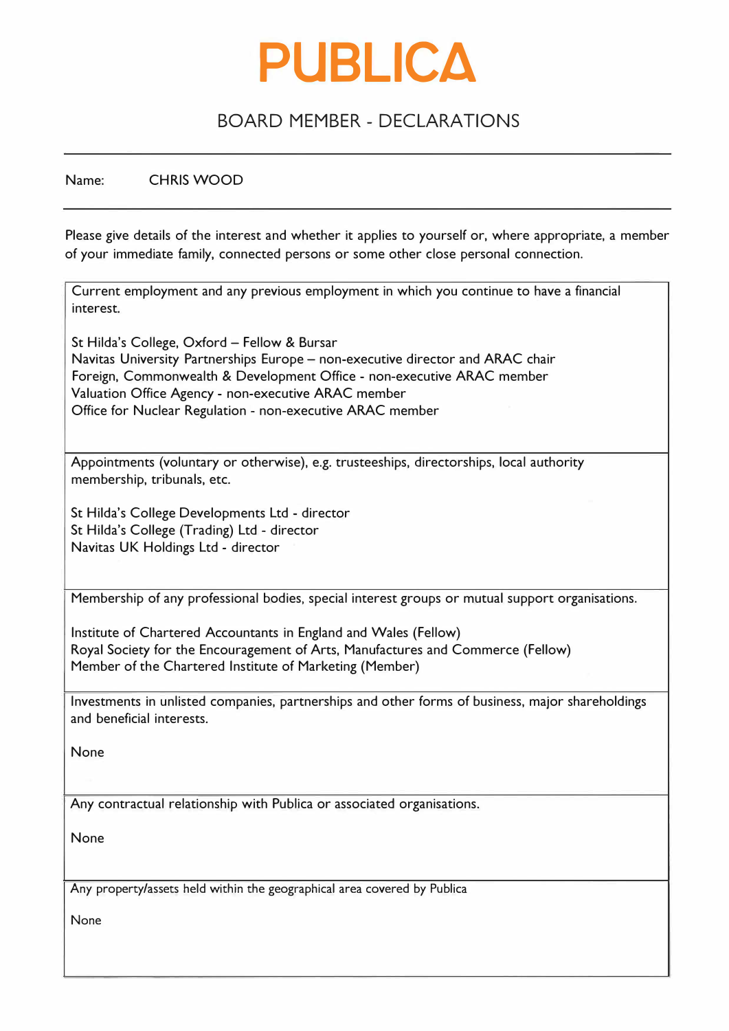# PUBLICA

## BOARD MEMBER - DECLARATIONS

Name: CHRIS WOOD

Please give details of the interest and whether it applies to yourself or, where appropriate, a member of your immediate family, connected persons or some other close personal connection.

| Current employment and any previous employment in which you continue to have a financial interest.<br><br>St Hilda's College, Oxford – Fellow & Bursar<br>Navitas University Partnerships Europe – non-executive director and ARAC chair<br>Foreign, Commonwealth & Development Office - non-executive ARAC member<br>Valuation Office Agency - non-executive ARAC member<br>Office for Nuclear Regulation - non-executive ARAC member |
|---|
| Appointments (voluntary or otherwise), e.g. trusteeships, directorships, local authority membership, tribunals, etc.<br><br>St Hilda's College Developments Ltd - director<br>St Hilda's College (Trading) Ltd - director<br>Navitas UK Holdings Ltd - director |
| Membership of any professional bodies, special interest groups or mutual support organisations.<br><br>Institute of Chartered Accountants in England and Wales (Fellow)<br>Royal Society for the Encouragement of Arts, Manufactures and Commerce (Fellow)<br>Member of the Chartered Institute of Marketing (Member) |
| Investments in unlisted companies, partnerships and other forms of business, major shareholdings and beneficial interests.<br><br>None |
| Any contractual relationship with Publica or associated organisations.<br><br>None |
| Any property/assets held within the geographical area covered by Publica<br><br>None |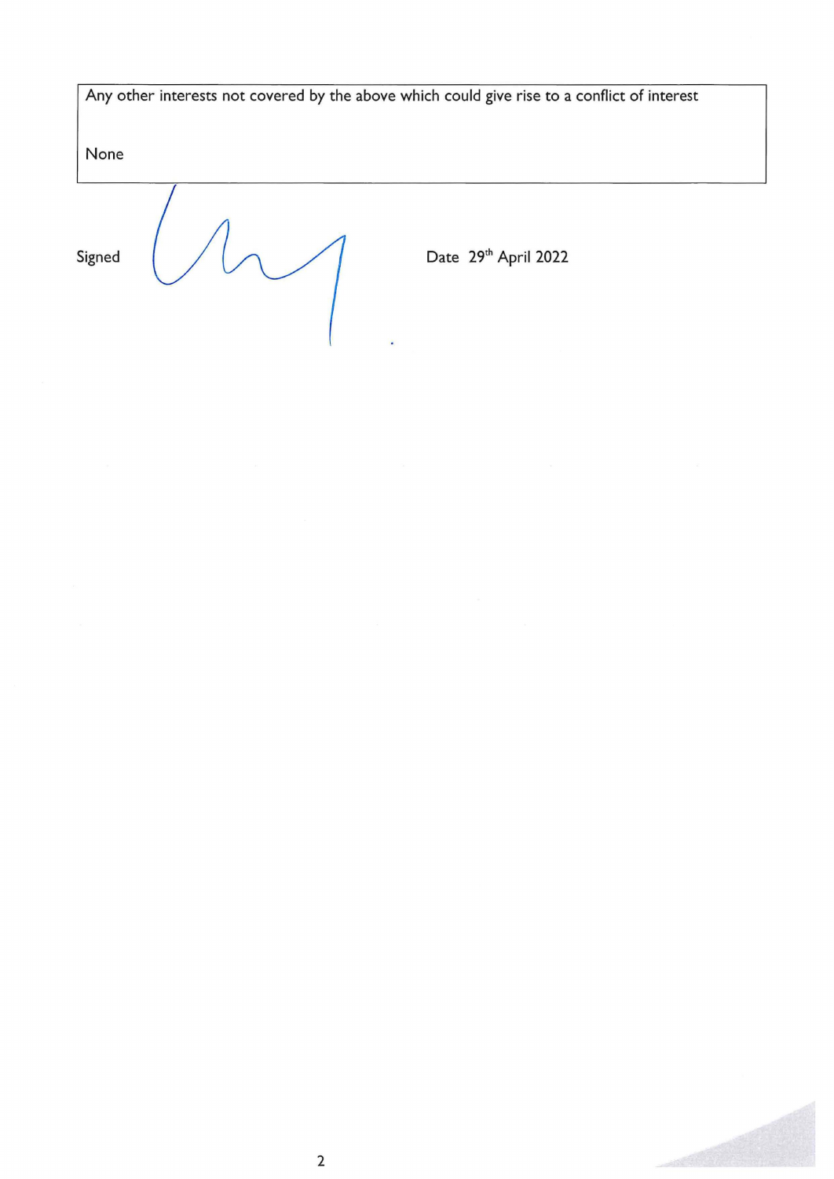| Any other interests not covered by the above which could give rise to a conflict of interest |
| --- |
| None |

Signed

Date 29th April 2022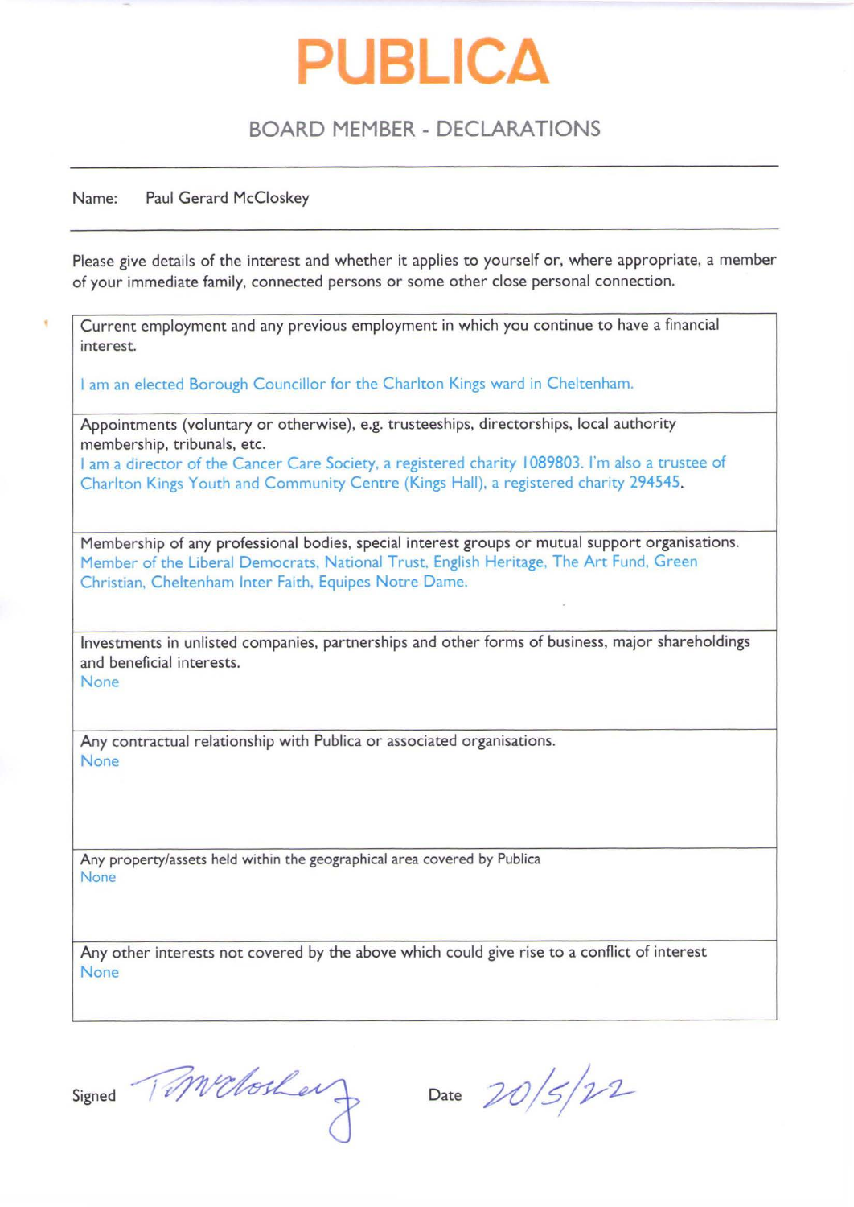# PUBLICA

## BOARD MEMBER - DECLARATIONS

Name: Paul Gerard McCloskey

Please give details of the interest and whether it applies to yourself or, where appropriate, a member of your immediate family, connected persons or some other close personal connection.

| |
|---|
| Current employment and any previous employment in which you continue to have a financial interest.<br><br>I am an elected Borough Councillor for the Charlton Kings ward in Cheltenham. |
| Appointments (voluntary or otherwise), e.g. trusteeships, directorships, local authority membership, tribunals, etc.<br>I am a director of the Cancer Care Society, a registered charity 1089803. I'm also a trustee of Charlton Kings Youth and Community Centre (Kings Hall), a registered charity 294545. |
| Membership of any professional bodies, special interest groups or mutual support organisations.<br>Member of the Liberal Democrats, National Trust, English Heritage, The Art Fund, Green Christian, Cheltenham Inter Faith, Equipes Notre Dame. |
| Investments in unlisted companies, partnerships and other forms of business, major shareholdings and beneficial interests.<br>None |
| Any contractual relationship with Publica or associated organisations.<br>None |
| Any property/assets held within the geographical area covered by Publica<br>None |
| Any other interests not covered by the above which could give rise to a conflict of interest<br>None |

Signed *P McCloskey* Date *20/5/22*